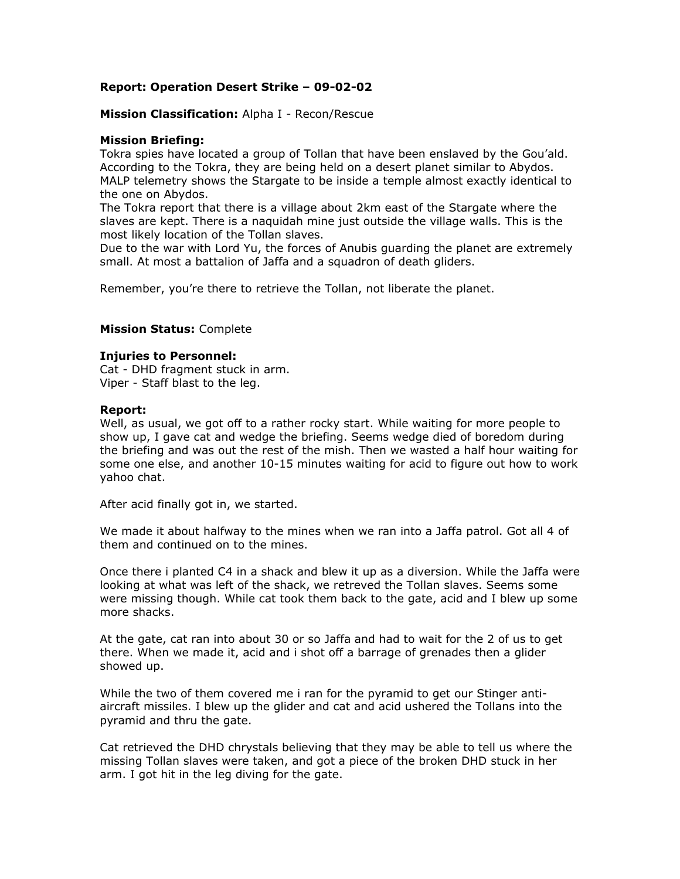**Report: Operation Desert Strike – 09-02-02**

**Mission Classification:** Alpha I - Recon/Rescue

**Mission Briefing:**
Tokra spies have located a group of Tollan that have been enslaved by the Gou'ald. According to the Tokra, they are being held on a desert planet similar to Abydos. MALP telemetry shows the Stargate to be inside a temple almost exactly identical to the one on Abydos.
The Tokra report that there is a village about 2km east of the Stargate where the slaves are kept. There is a naquidah mine just outside the village walls. This is the most likely location of the Tollan slaves.
Due to the war with Lord Yu, the forces of Anubis guarding the planet are extremely small. At most a battalion of Jaffa and a squadron of death gliders.

Remember, you're there to retrieve the Tollan, not liberate the planet.

**Mission Status:** Complete

**Injuries to Personnel:**
Cat - DHD fragment stuck in arm.
Viper - Staff blast to the leg.

**Report:**
Well, as usual, we got off to a rather rocky start. While waiting for more people to show up, I gave cat and wedge the briefing. Seems wedge died of boredom during the briefing and was out the rest of the mish. Then we wasted a half hour waiting for some one else, and another 10-15 minutes waiting for acid to figure out how to work yahoo chat.

After acid finally got in, we started.

We made it about halfway to the mines when we ran into a Jaffa patrol. Got all 4 of them and continued on to the mines.

Once there i planted C4 in a shack and blew it up as a diversion. While the Jaffa were looking at what was left of the shack, we retreved the Tollan slaves. Seems some were missing though. While cat took them back to the gate, acid and I blew up some more shacks.

At the gate, cat ran into about 30 or so Jaffa and had to wait for the 2 of us to get there. When we made it, acid and i shot off a barrage of grenades then a glider showed up.

While the two of them covered me i ran for the pyramid to get our Stinger anti-aircraft missiles. I blew up the glider and cat and acid ushered the Tollans into the pyramid and thru the gate.

Cat retrieved the DHD chrystals believing that they may be able to tell us where the missing Tollan slaves were taken, and got a piece of the broken DHD stuck in her arm. I got hit in the leg diving for the gate.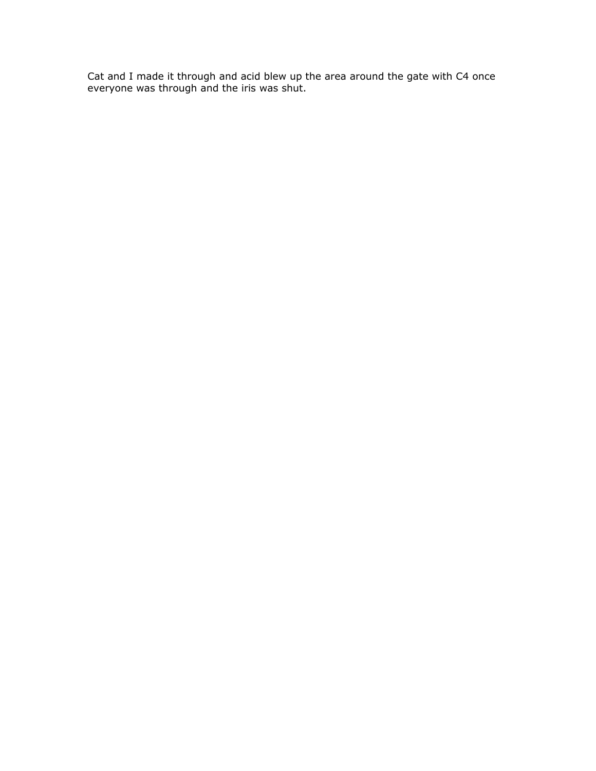Cat and I made it through and acid blew up the area around the gate with C4 once everyone was through and the iris was shut.